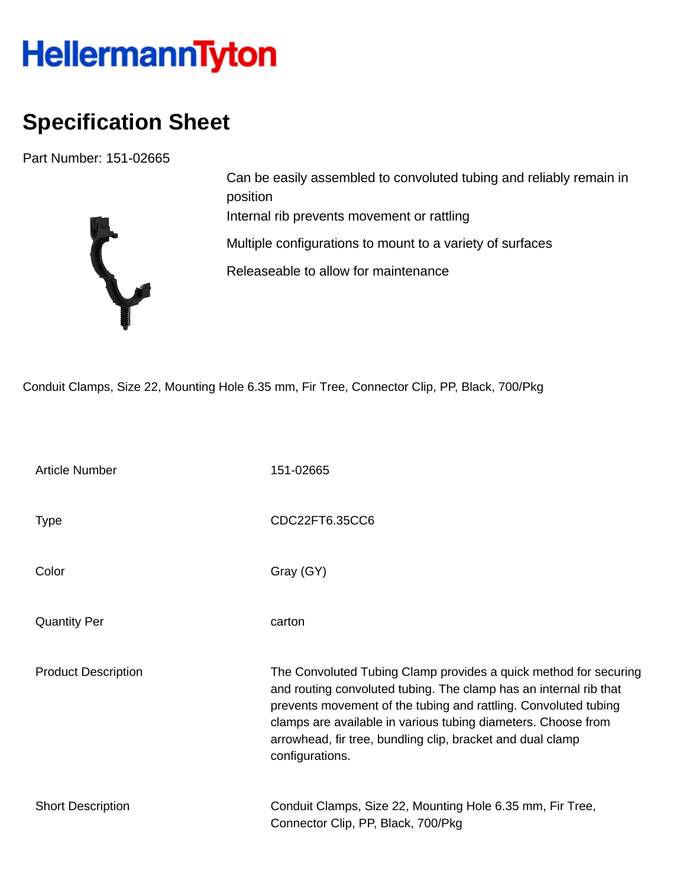# HellermannTyton

## Specification Sheet

Part Number: 151-02665

- Can be easily assembled to convoluted tubing and reliably remain in position
- Internal rib prevents movement or rattling
- Multiple configurations to mount to a variety of surfaces
- Releaseable to allow for maintenance

Conduit Clamps, Size 22, Mounting Hole 6.35 mm, Fir Tree, Connector Clip, PP, Black, 700/Pkg

| | |
|---|---|
| Article Number | 151-02665 |
| Type | CDC22FT6.35CC6 |
| Color | Gray (GY) |
| Quantity Per | carton |
| Product Description | The Convoluted Tubing Clamp provides a quick method for securing and routing convoluted tubing. The clamp has an internal rib that prevents movement of the tubing and rattling. Convoluted tubing clamps are available in various tubing diameters. Choose from arrowhead, fir tree, bundling clip, bracket and dual clamp configurations. |
| Short Description | Conduit Clamps, Size 22, Mounting Hole 6.35 mm, Fir Tree, Connector Clip, PP, Black, 700/Pkg |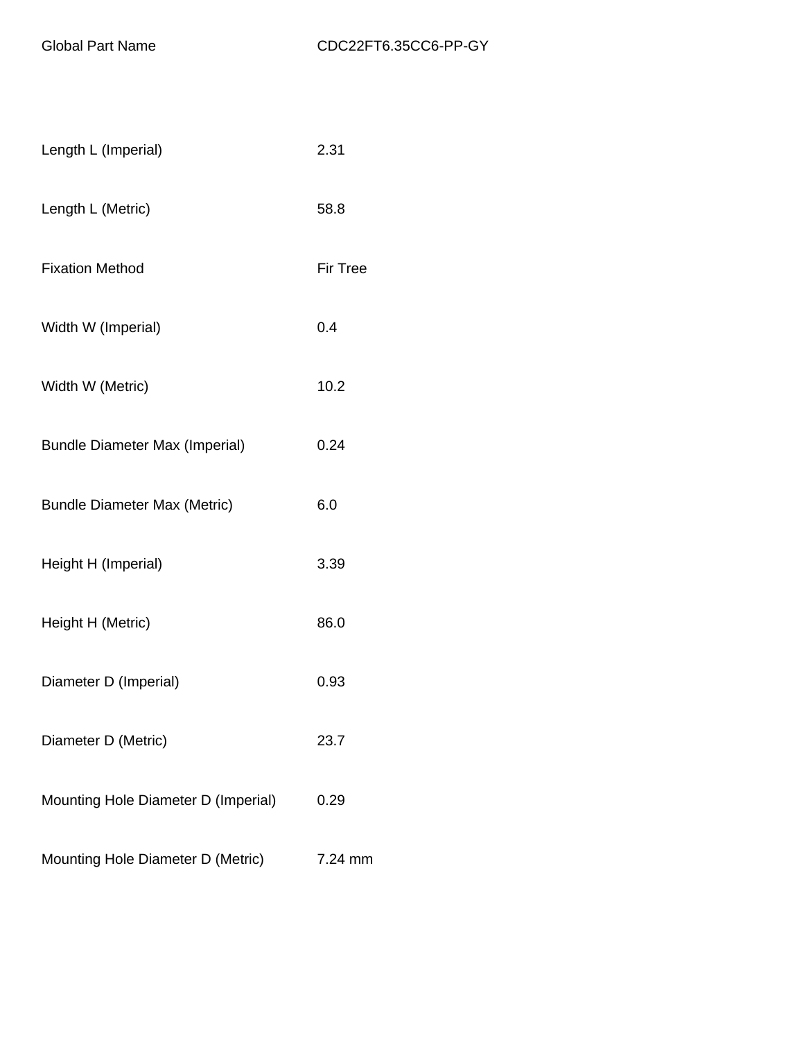| Global Part Name | CDC22FT6.35CC6-PP-GY |
| --- | --- |
| Length L (Imperial) | 2.31 |
| Length L (Metric) | 58.8 |
| Fixation Method | Fir Tree |
| Width W (Imperial) | 0.4 |
| Width W (Metric) | 10.2 |
| Bundle Diameter Max (Imperial) | 0.24 |
| Bundle Diameter Max (Metric) | 6.0 |
| Height H (Imperial) | 3.39 |
| Height H (Metric) | 86.0 |
| Diameter D (Imperial) | 0.93 |
| Diameter D (Metric) | 23.7 |
| Mounting Hole Diameter D (Imperial) | 0.29 |
| Mounting Hole Diameter D (Metric) | 7.24 mm |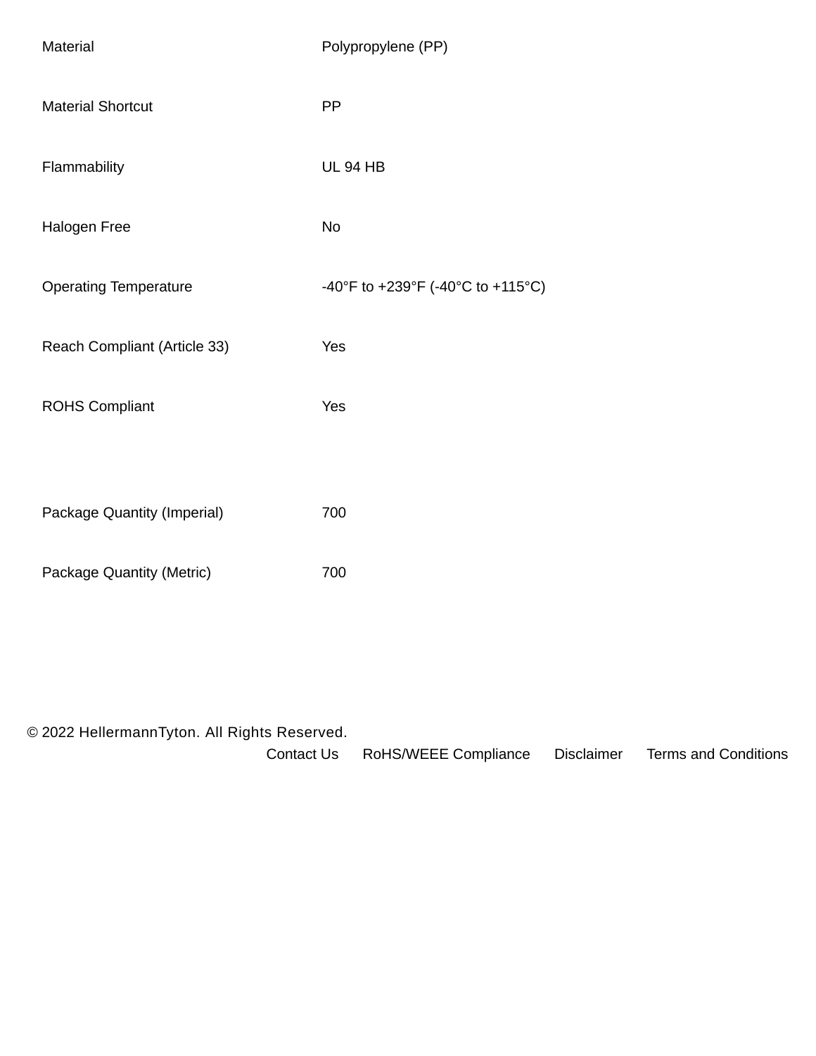| | |
|---|---|
| Material | Polypropylene (PP) |
| Material Shortcut | PP |
| Flammability | UL 94 HB |
| Halogen Free | No |
| Operating Temperature | -40°F to +239°F (-40°C to +115°C) |
| Reach Compliant (Article 33) | Yes |
| ROHS Compliant | Yes |

| | |
|---|---|
| Package Quantity (Imperial) | 700 |
| Package Quantity (Metric) | 700 |

© 2022 HellermannTyton. All Rights Reserved.

Contact Us RoHS/WEEE Compliance Disclaimer Terms and Conditions